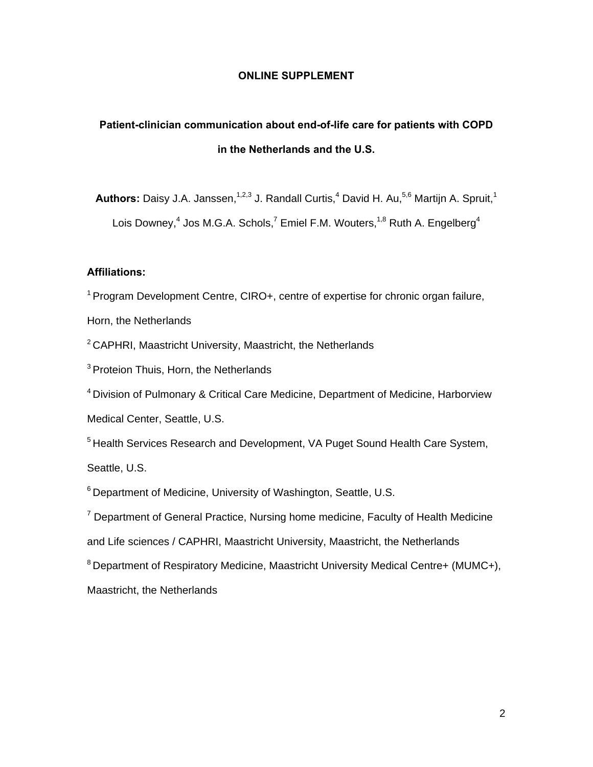**ONLINE SUPPLEMENT**

# Patient-clinician communication about end-of-life care for patients with COPD in the Netherlands and the U.S.

**Authors:** Daisy J.A. Janssen,[1,2,3] J. Randall Curtis,[4] David H. Au,[5,6] Martijn A. Spruit,[1] Lois Downey,[4] Jos M.G.A. Schols,[7] Emiel F.M. Wouters,[1,8] Ruth A. Engelberg[4]

**Affiliations:**

[1] Program Development Centre, CIRO+, centre of expertise for chronic organ failure, Horn, the Netherlands

[2] CAPHRI, Maastricht University, Maastricht, the Netherlands

[3] Proteion Thuis, Horn, the Netherlands

[4] Division of Pulmonary & Critical Care Medicine, Department of Medicine, Harborview Medical Center, Seattle, U.S.

[5] Health Services Research and Development, VA Puget Sound Health Care System, Seattle, U.S.

[6] Department of Medicine, University of Washington, Seattle, U.S.

[7] Department of General Practice, Nursing home medicine, Faculty of Health Medicine and Life sciences / CAPHRI, Maastricht University, Maastricht, the Netherlands

[8] Department of Respiratory Medicine, Maastricht University Medical Centre+ (MUMC+), Maastricht, the Netherlands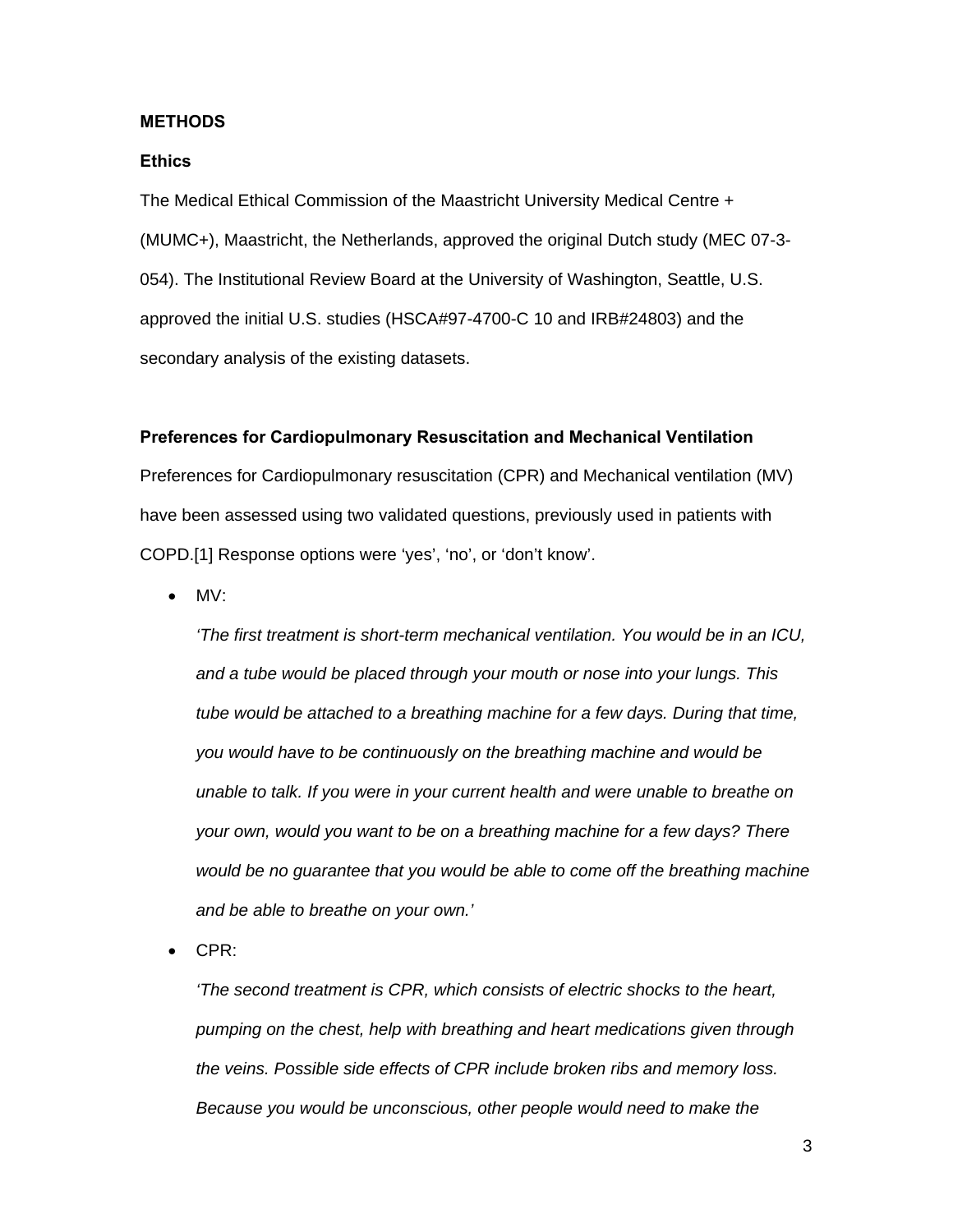## METHODS

### Ethics

The Medical Ethical Commission of the Maastricht University Medical Centre + (MUMC+), Maastricht, the Netherlands, approved the original Dutch study (MEC 07-3-054). The Institutional Review Board at the University of Washington, Seattle, U.S. approved the initial U.S. studies (HSCA#97-4700-C 10 and IRB#24803) and the secondary analysis of the existing datasets.

### Preferences for Cardiopulmonary Resuscitation and Mechanical Ventilation

Preferences for Cardiopulmonary resuscitation (CPR) and Mechanical ventilation (MV) have been assessed using two validated questions, previously used in patients with COPD.[1] Response options were 'yes', 'no', or 'don't know'.

- MV:

  *'The first treatment is short-term mechanical ventilation. You would be in an ICU, and a tube would be placed through your mouth or nose into your lungs. This tube would be attached to a breathing machine for a few days. During that time, you would have to be continuously on the breathing machine and would be unable to talk. If you were in your current health and were unable to breathe on your own, would you want to be on a breathing machine for a few days? There would be no guarantee that you would be able to come off the breathing machine and be able to breathe on your own.'*

- CPR:

  *'The second treatment is CPR, which consists of electric shocks to the heart, pumping on the chest, help with breathing and heart medications given through the veins. Possible side effects of CPR include broken ribs and memory loss. Because you would be unconscious, other people would need to make the*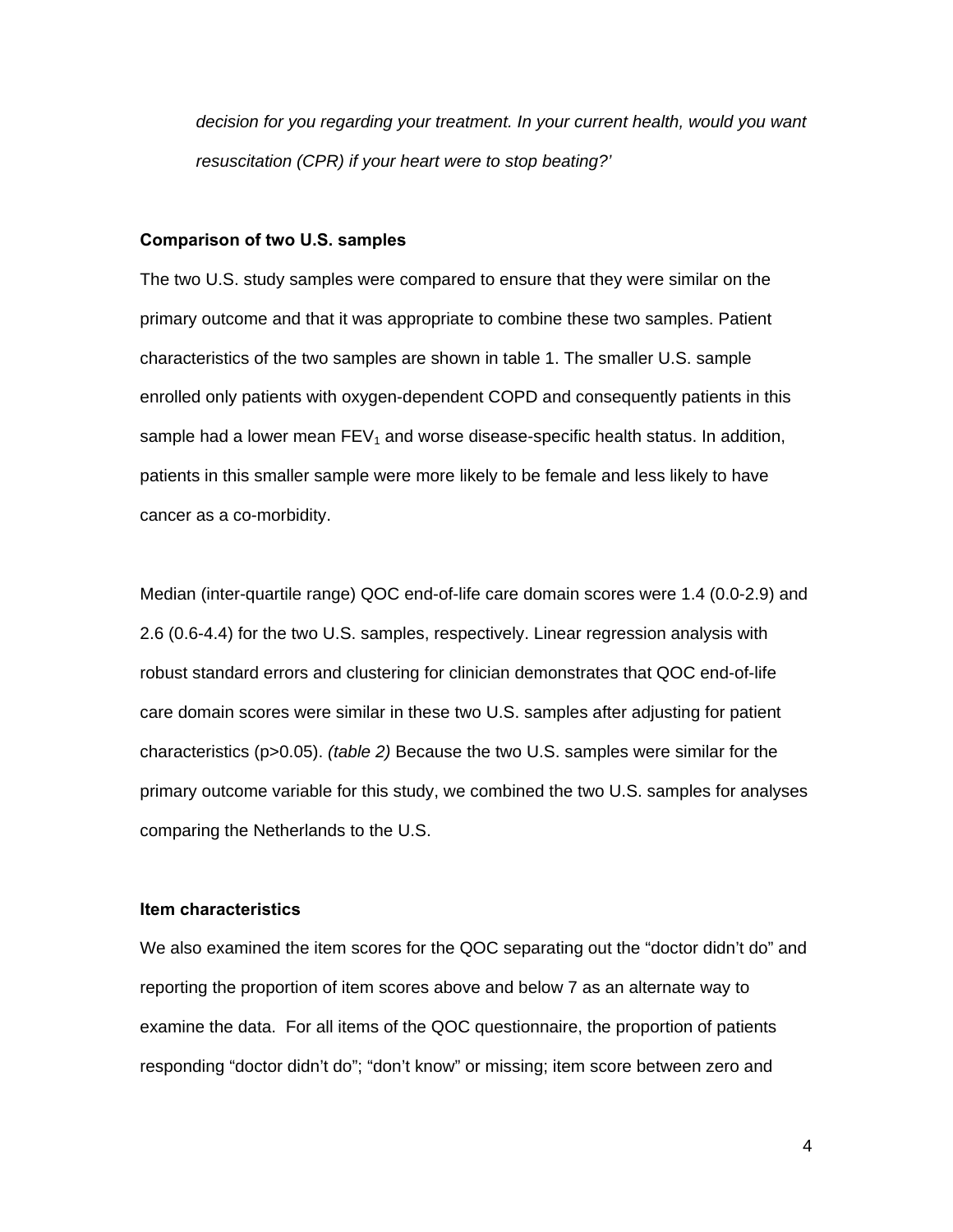*decision for you regarding your treatment. In your current health, would you want resuscitation (CPR) if your heart were to stop beating?'*

**Comparison of two U.S. samples**

The two U.S. study samples were compared to ensure that they were similar on the primary outcome and that it was appropriate to combine these two samples. Patient characteristics of the two samples are shown in table 1. The smaller U.S. sample enrolled only patients with oxygen-dependent COPD and consequently patients in this sample had a lower mean $FEV_1$ and worse disease-specific health status. In addition, patients in this smaller sample were more likely to be female and less likely to have cancer as a co-morbidity.

Median (inter-quartile range) QOC end-of-life care domain scores were 1.4 (0.0-2.9) and 2.6 (0.6-4.4) for the two U.S. samples, respectively. Linear regression analysis with robust standard errors and clustering for clinician demonstrates that QOC end-of-life care domain scores were similar in these two U.S. samples after adjusting for patient characteristics ($p>0.05$). *(table 2)* Because the two U.S. samples were similar for the primary outcome variable for this study, we combined the two U.S. samples for analyses comparing the Netherlands to the U.S.

**Item characteristics**

We also examined the item scores for the QOC separating out the "doctor didn't do" and reporting the proportion of item scores above and below 7 as an alternate way to examine the data. For all items of the QOC questionnaire, the proportion of patients responding "doctor didn't do"; "don't know" or missing; item score between zero and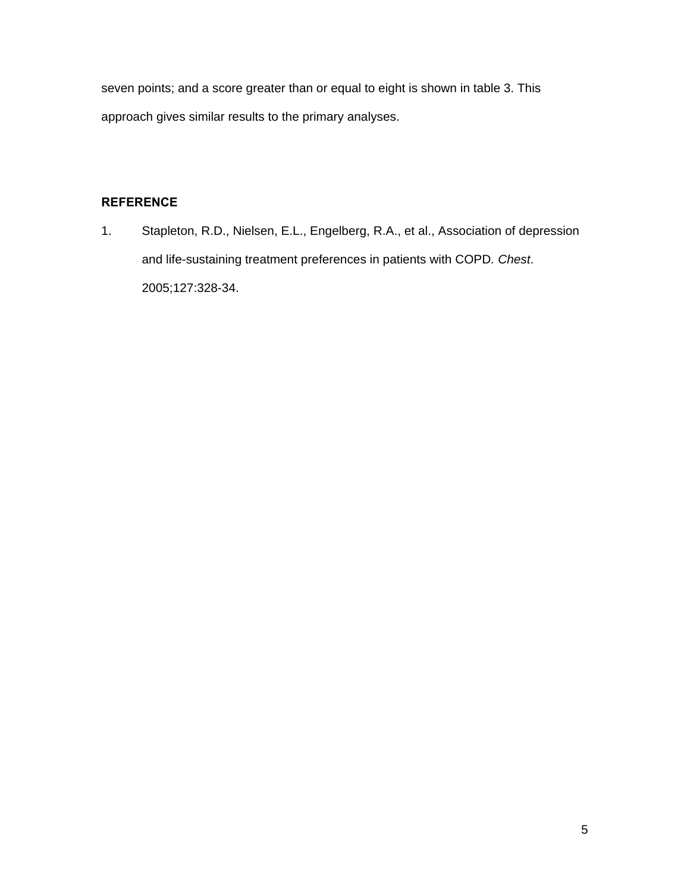seven points; and a score greater than or equal to eight is shown in table 3. This approach gives similar results to the primary analyses.

## REFERENCE

1. Stapleton, R.D., Nielsen, E.L., Engelberg, R.A., et al., Association of depression and life-sustaining treatment preferences in patients with COPD. *Chest*. 2005;127:328-34.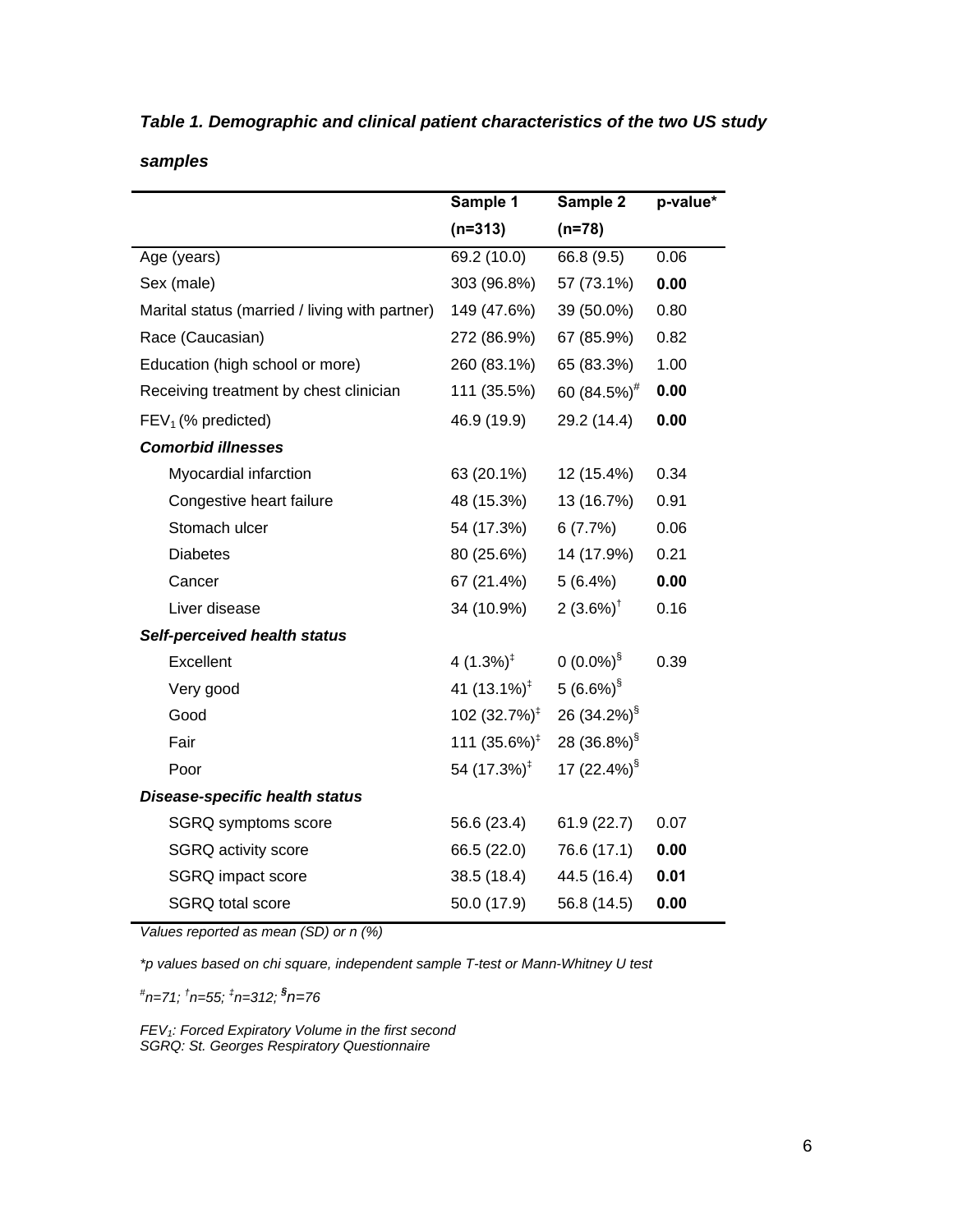***Table 1. Demographic and clinical patient characteristics of the two US study samples***

| | Sample 1 (n=313) | Sample 2 (n=78) | p-value* |
|---|---|---|---|
| Age (years) | 69.2 (10.0) | 66.8 (9.5) | 0.06 |
| Sex (male) | 303 (96.8%) | 57 (73.1%) | **0.00** |
| Marital status (married / living with partner) | 149 (47.6%) | 39 (50.0%) | 0.80 |
| Race (Caucasian) | 272 (86.9%) | 67 (85.9%) | 0.82 |
| Education (high school or more) | 260 (83.1%) | 65 (83.3%) | 1.00 |
| Receiving treatment by chest clinician | 111 (35.5%) | 60 (84.5%)[#] | **0.00** |
| $FEV_1$ (% predicted) | 46.9 (19.9) | 29.2 (14.4) | **0.00** |
| ***Comorbid illnesses*** | | | |
| Myocardial infarction | 63 (20.1%) | 12 (15.4%) | 0.34 |
| Congestive heart failure | 48 (15.3%) | 13 (16.7%) | 0.91 |
| Stomach ulcer | 54 (17.3%) | 6 (7.7%) | 0.06 |
| Diabetes | 80 (25.6%) | 14 (17.9%) | 0.21 |
| Cancer | 67 (21.4%) | 5 (6.4%) | **0.00** |
| Liver disease | 34 (10.9%) | 2 (3.6%)[†] | 0.16 |
| ***Self-perceived health status*** | | | |
| Excellent | 4 (1.3%)[‡] | 0 (0.0%)[§] | 0.39 |
| Very good | 41 (13.1%)[‡] | 5 (6.6%)[§] | |
| Good | 102 (32.7%)[‡] | 26 (34.2%)[§] | |
| Fair | 111 (35.6%)[‡] | 28 (36.8%)[§] | |
| Poor | 54 (17.3%)[‡] | 17 (22.4%)[§] | |
| ***Disease-specific health status*** | | | |
| SGRQ symptoms score | 56.6 (23.4) | 61.9 (22.7) | 0.07 |
| SGRQ activity score | 66.5 (22.0) | 76.6 (17.1) | **0.00** |
| SGRQ impact score | 38.5 (18.4) | 44.5 (16.4) | **0.01** |
| SGRQ total score | 50.0 (17.9) | 56.8 (14.5) | **0.00** |

*Values reported as mean (SD) or n (%)*

*\*p values based on chi square, independent sample T-test or Mann-Whitney U test*

*[#]n=71; [†]n=55; [‡]n=312; [§]n=76*

*$FEV_1$: Forced Expiratory Volume in the first second*
*SGRQ: St. Georges Respiratory Questionnaire*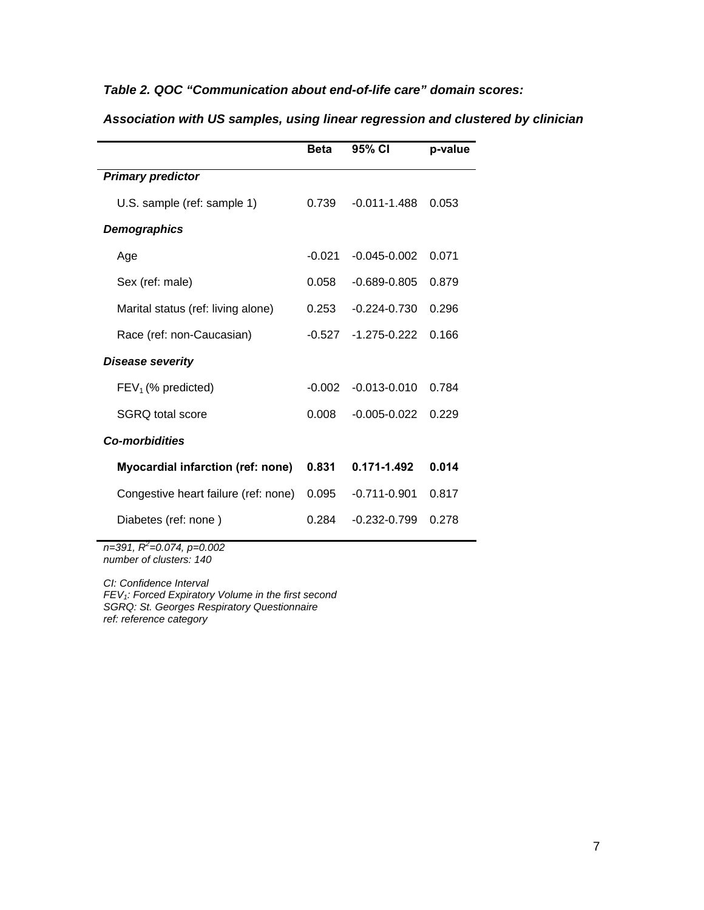***Table 2. QOC "Communication about end-of-life care" domain scores:***

***Association with US samples, using linear regression and clustered by clinician***

| | Beta | 95% CI | p-value |
|---|---|---|---|
| ***Primary predictor*** | | | |
| U.S. sample (ref: sample 1) | 0.739 | -0.011-1.488 | 0.053 |
| ***Demographics*** | | | |
| Age | -0.021 | -0.045-0.002 | 0.071 |
| Sex (ref: male) | 0.058 | -0.689-0.805 | 0.879 |
| Marital status (ref: living alone) | 0.253 | -0.224-0.730 | 0.296 |
| Race (ref: non-Caucasian) | -0.527 | -1.275-0.222 | 0.166 |
| ***Disease severity*** | | | |
| $FEV_1$ (% predicted) | -0.002 | -0.013-0.010 | 0.784 |
| SGRQ total score | 0.008 | -0.005-0.022 | 0.229 |
| ***Co-morbidities*** | | | |
| **Myocardial infarction (ref: none)** | **0.831** | **0.171-1.492** | **0.014** |
| Congestive heart failure (ref: none) | 0.095 | -0.711-0.901 | 0.817 |
| Diabetes (ref: none ) | 0.284 | -0.232-0.799 | 0.278 |

*n=391, $R^2$=0.074, p=0.002*
*number of clusters: 140*

*CI: Confidence Interval*
*$FEV_1$: Forced Expiratory Volume in the first second*
*SGRQ: St. Georges Respiratory Questionnaire*
*ref: reference category*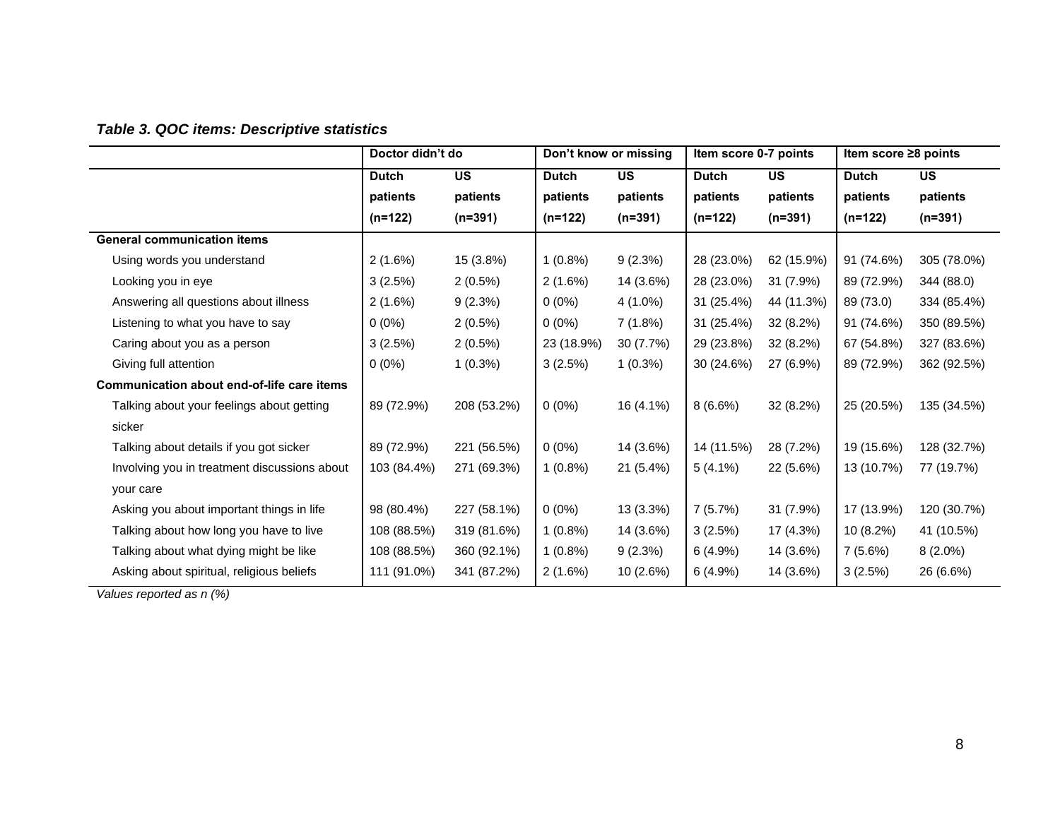***Table 3. QOC items: Descriptive statistics***

| | Doctor didn't do | | Don't know or missing | | Item score 0-7 points | | Item score ≥8 points | |
|---|---|---|---|---|---|---|---|---|
| | **Dutch patients (n=122)** | **US patients (n=391)** | **Dutch patients (n=122)** | **US patients (n=391)** | **Dutch patients (n=122)** | **US patients (n=391)** | **Dutch patients (n=122)** | **US patients (n=391)** |
| **General communication items** | | | | | | | | |
| Using words you understand | 2 (1.6%) | 15 (3.8%) | 1 (0.8%) | 9 (2.3%) | 28 (23.0%) | 62 (15.9%) | 91 (74.6%) | 305 (78.0%) |
| Looking you in eye | 3 (2.5%) | 2 (0.5%) | 2 (1.6%) | 14 (3.6%) | 28 (23.0%) | 31 (7.9%) | 89 (72.9%) | 344 (88.0) |
| Answering all questions about illness | 2 (1.6%) | 9 (2.3%) | 0 (0%) | 4 (1.0%) | 31 (25.4%) | 44 (11.3%) | 89 (73.0) | 334 (85.4%) |
| Listening to what you have to say | 0 (0%) | 2 (0.5%) | 0 (0%) | 7 (1.8%) | 31 (25.4%) | 32 (8.2%) | 91 (74.6%) | 350 (89.5%) |
| Caring about you as a person | 3 (2.5%) | 2 (0.5%) | 23 (18.9%) | 30 (7.7%) | 29 (23.8%) | 32 (8.2%) | 67 (54.8%) | 327 (83.6%) |
| Giving full attention | 0 (0%) | 1 (0.3%) | 3 (2.5%) | 1 (0.3%) | 30 (24.6%) | 27 (6.9%) | 89 (72.9%) | 362 (92.5%) |
| **Communication about end-of-life care items** | | | | | | | | |
| Talking about your feelings about getting sicker | 89 (72.9%) | 208 (53.2%) | 0 (0%) | 16 (4.1%) | 8 (6.6%) | 32 (8.2%) | 25 (20.5%) | 135 (34.5%) |
| Talking about details if you got sicker | 89 (72.9%) | 221 (56.5%) | 0 (0%) | 14 (3.6%) | 14 (11.5%) | 28 (7.2%) | 19 (15.6%) | 128 (32.7%) |
| Involving you in treatment discussions about your care | 103 (84.4%) | 271 (69.3%) | 1 (0.8%) | 21 (5.4%) | 5 (4.1%) | 22 (5.6%) | 13 (10.7%) | 77 (19.7%) |
| Asking you about important things in life | 98 (80.4%) | 227 (58.1%) | 0 (0%) | 13 (3.3%) | 7 (5.7%) | 31 (7.9%) | 17 (13.9%) | 120 (30.7%) |
| Talking about how long you have to live | 108 (88.5%) | 319 (81.6%) | 1 (0.8%) | 14 (3.6%) | 3 (2.5%) | 17 (4.3%) | 10 (8.2%) | 41 (10.5%) |
| Talking about what dying might be like | 108 (88.5%) | 360 (92.1%) | 1 (0.8%) | 9 (2.3%) | 6 (4.9%) | 14 (3.6%) | 7 (5.6%) | 8 (2.0%) |
| Asking about spiritual, religious beliefs | 111 (91.0%) | 341 (87.2%) | 2 (1.6%) | 10 (2.6%) | 6 (4.9%) | 14 (3.6%) | 3 (2.5%) | 26 (6.6%) |

*Values reported as n (%)*